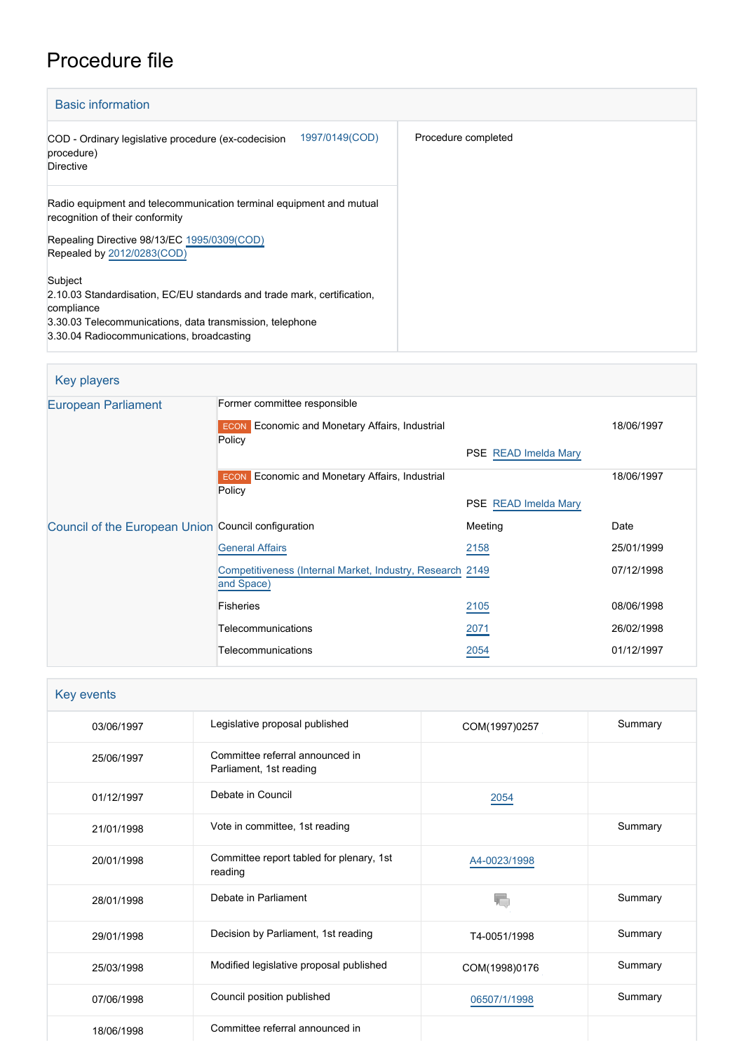# Procedure file

## Basic information

| | |
|---|---|
| COD - Ordinary legislative procedure (ex-codecision procedure)<br>Directive<br>1997/0149(COD) | Procedure completed |
| Radio equipment and telecommunication terminal equipment and mutual recognition of their conformity<br><br>Repealing Directive 98/13/EC 1995/0309(COD)<br>Repealed by 2012/0283(COD)<br><br>Subject<br>2.10.03 Standardisation, EC/EU standards and trade mark, certification, compliance<br>3.30.03 Telecommunications, data transmission, telephone<br>3.30.04 Radiocommunications, broadcasting | |

## Key players

| | | | |
|---|---|---|---|
| European Parliament | Former committee responsible | | |
| | ECON Economic and Monetary Affairs, Industrial Policy | PSE READ Imelda Mary | 18/06/1997 |
| | ECON Economic and Monetary Affairs, Industrial Policy | PSE READ Imelda Mary | 18/06/1997 |
| Council of the European Union | Council configuration | Meeting | Date |
| | General Affairs | 2158 | 25/01/1999 |
| | Competitiveness (Internal Market, Industry, Research and Space) | 2149 | 07/12/1998 |
| | Fisheries | 2105 | 08/06/1998 |
| | Telecommunications | 2071 | 26/02/1998 |
| | Telecommunications | 2054 | 01/12/1997 |

## Key events

| | | | |
|---|---|---|---|
| 03/06/1997 | Legislative proposal published | COM(1997)0257 | Summary |
| 25/06/1997 | Committee referral announced in Parliament, 1st reading | | |
| 01/12/1997 | Debate in Council | 2054 | |
| 21/01/1998 | Vote in committee, 1st reading | | Summary |
| 20/01/1998 | Committee report tabled for plenary, 1st reading | A4-0023/1998 | |
| 28/01/1998 | Debate in Parliament | | Summary |
| 29/01/1998 | Decision by Parliament, 1st reading | T4-0051/1998 | Summary |
| 25/03/1998 | Modified legislative proposal published | COM(1998)0176 | Summary |
| 07/06/1998 | Council position published | 06507/1/1998 | Summary |
| 18/06/1998 | Committee referral announced in | | |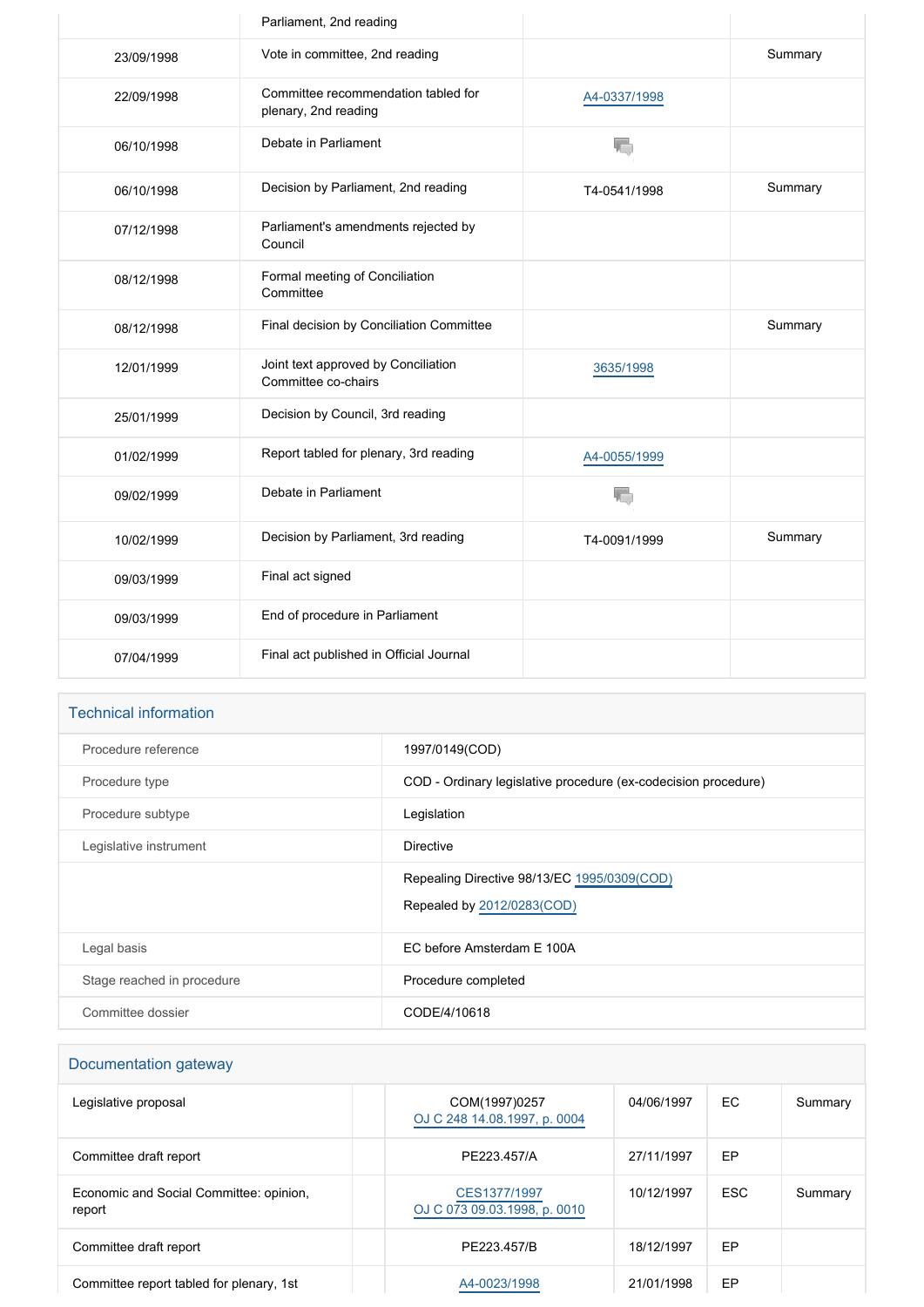| | Parliament, 2nd reading | | |
|---|---|---|---|
| 23/09/1998 | Vote in committee, 2nd reading | | Summary |
| 22/09/1998 | Committee recommendation tabled for plenary, 2nd reading | A4-0337/1998 | |
| 06/10/1998 | Debate in Parliament | | |
| 06/10/1998 | Decision by Parliament, 2nd reading | T4-0541/1998 | Summary |
| 07/12/1998 | Parliament's amendments rejected by Council | | |
| 08/12/1998 | Formal meeting of Conciliation Committee | | |
| 08/12/1998 | Final decision by Conciliation Committee | | Summary |
| 12/01/1999 | Joint text approved by Conciliation Committee co-chairs | 3635/1998 | |
| 25/01/1999 | Decision by Council, 3rd reading | | |
| 01/02/1999 | Report tabled for plenary, 3rd reading | A4-0055/1999 | |
| 09/02/1999 | Debate in Parliament | | |
| 10/02/1999 | Decision by Parliament, 3rd reading | T4-0091/1999 | Summary |
| 09/03/1999 | Final act signed | | |
| 09/03/1999 | End of procedure in Parliament | | |
| 07/04/1999 | Final act published in Official Journal | | |

## Technical information

| | |
|---|---|
| Procedure reference | 1997/0149(COD) |
| Procedure type | COD - Ordinary legislative procedure (ex-codecision procedure) |
| Procedure subtype | Legislation |
| Legislative instrument | Directive |
| | Repealing Directive 98/13/EC 1995/0309(COD)<br>Repealed by 2012/0283(COD) |
| Legal basis | EC before Amsterdam E 100A |
| Stage reached in procedure | Procedure completed |
| Committee dossier | CODE/4/10618 |

## Documentation gateway

| | | | | | |
|---|---|---|---|---|---|
| Legislative proposal | | COM(1997)0257<br>OJ C 248 14.08.1997, p. 0004 | 04/06/1997 | EC | Summary |
| Committee draft report | | PE223.457/A | 27/11/1997 | EP | |
| Economic and Social Committee: opinion, report | | CES1377/1997<br>OJ C 073 09.03.1998, p. 0010 | 10/12/1997 | ESC | Summary |
| Committee draft report | | PE223.457/B | 18/12/1997 | EP | |
| Committee report tabled for plenary, 1st | | A4-0023/1998 | 21/01/1998 | EP | |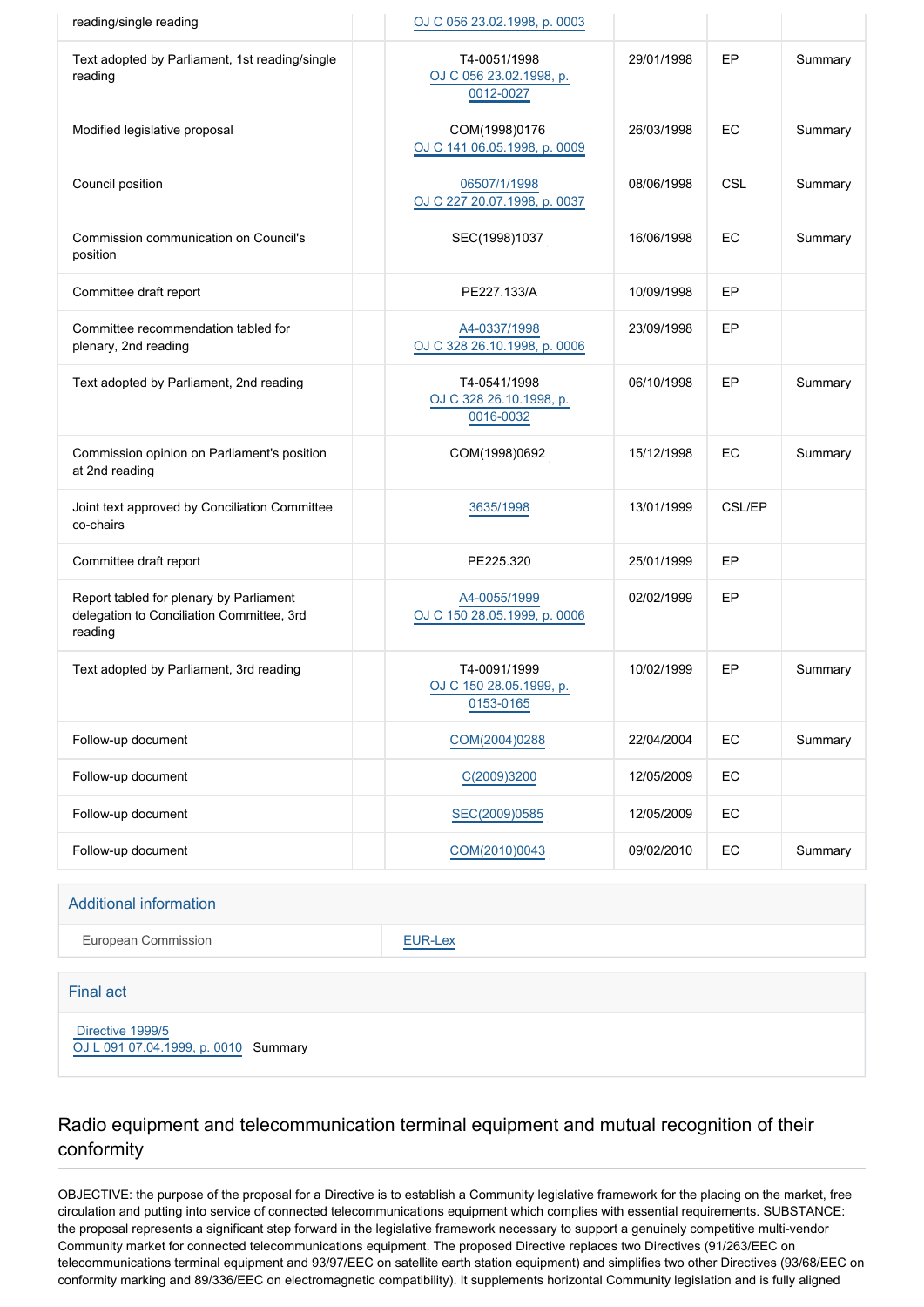| | | | | | |
|---|---|---|---|---|---|
| reading/single reading | | OJ C 056 23.02.1998, p. 0003 | | | |
| Text adopted by Parliament, 1st reading/single reading | | T4-0051/1998 OJ C 056 23.02.1998, p. 0012-0027 | 29/01/1998 | EP | Summary |
| Modified legislative proposal | | COM(1998)0176 OJ C 141 06.05.1998, p. 0009 | 26/03/1998 | EC | Summary |
| Council position | | 06507/1/1998 OJ C 227 20.07.1998, p. 0037 | 08/06/1998 | CSL | Summary |
| Commission communication on Council's position | | SEC(1998)1037 | 16/06/1998 | EC | Summary |
| Committee draft report | | PE227.133/A | 10/09/1998 | EP | |
| Committee recommendation tabled for plenary, 2nd reading | | A4-0337/1998 OJ C 328 26.10.1998, p. 0006 | 23/09/1998 | EP | |
| Text adopted by Parliament, 2nd reading | | T4-0541/1998 OJ C 328 26.10.1998, p. 0016-0032 | 06/10/1998 | EP | Summary |
| Commission opinion on Parliament's position at 2nd reading | | COM(1998)0692 | 15/12/1998 | EC | Summary |
| Joint text approved by Conciliation Committee co-chairs | | 3635/1998 | 13/01/1999 | CSL/EP | |
| Committee draft report | | PE225.320 | 25/01/1999 | EP | |
| Report tabled for plenary by Parliament delegation to Conciliation Committee, 3rd reading | | A4-0055/1999 OJ C 150 28.05.1999, p. 0006 | 02/02/1999 | EP | |
| Text adopted by Parliament, 3rd reading | | T4-0091/1999 OJ C 150 28.05.1999, p. 0153-0165 | 10/02/1999 | EP | Summary |
| Follow-up document | | COM(2004)0288 | 22/04/2004 | EC | Summary |
| Follow-up document | | C(2009)3200 | 12/05/2009 | EC | |
| Follow-up document | | SEC(2009)0585 | 12/05/2009 | EC | |
| Follow-up document | | COM(2010)0043 | 09/02/2010 | EC | Summary |

## Additional information

| | |
|---|---|
| European Commission | EUR-Lex |

## Final act

Directive 1999/5
OJ L 091 07.04.1999, p. 0010 Summary

# Radio equipment and telecommunication terminal equipment and mutual recognition of their conformity

OBJECTIVE: the purpose of the proposal for a Directive is to establish a Community legislative framework for the placing on the market, free circulation and putting into service of connected telecommunications equipment which complies with essential requirements. SUBSTANCE: the proposal represents a significant step forward in the legislative framework necessary to support a genuinely competitive multi-vendor Community market for connected telecommunications equipment. The proposed Directive replaces two Directives (91/263/EEC on telecommunications terminal equipment and 93/97/EEC on satellite earth station equipment) and simplifies two other Directives (93/68/EEC on conformity marking and 89/336/EEC on electromagnetic compatibility). It supplements horizontal Community legislation and is fully aligned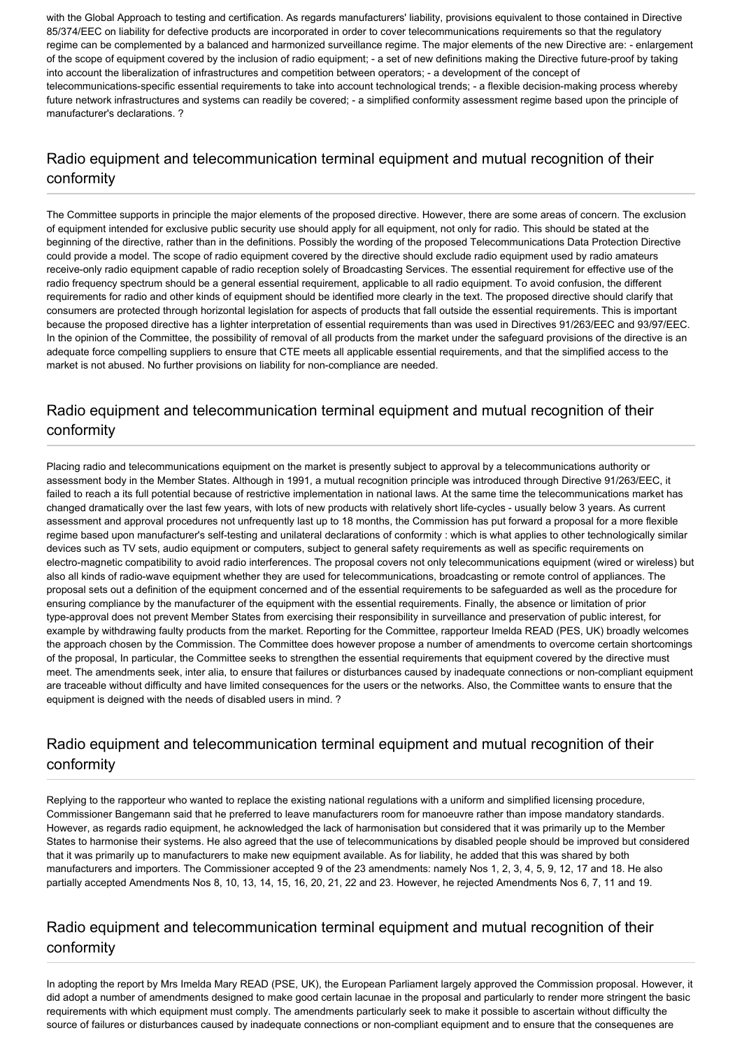with the Global Approach to testing and certification. As regards manufacturers' liability, provisions equivalent to those contained in Directive 85/374/EEC on liability for defective products are incorporated in order to cover telecommunications requirements so that the regulatory regime can be complemented by a balanced and harmonized surveillance regime. The major elements of the new Directive are: - enlargement of the scope of equipment covered by the inclusion of radio equipment; - a set of new definitions making the Directive future-proof by taking into account the liberalization of infrastructures and competition between operators; - a development of the concept of telecommunications-specific essential requirements to take into account technological trends; - a flexible decision-making process whereby future network infrastructures and systems can readily be covered; - a simplified conformity assessment regime based upon the principle of manufacturer's declarations. ?

## Radio equipment and telecommunication terminal equipment and mutual recognition of their conformity

The Committee supports in principle the major elements of the proposed directive. However, there are some areas of concern. The exclusion of equipment intended for exclusive public security use should apply for all equipment, not only for radio. This should be stated at the beginning of the directive, rather than in the definitions. Possibly the wording of the proposed Telecommunications Data Protection Directive could provide a model. The scope of radio equipment covered by the directive should exclude radio equipment used by radio amateurs receive-only radio equipment capable of radio reception solely of Broadcasting Services. The essential requirement for effective use of the radio frequency spectrum should be a general essential requirement, applicable to all radio equipment. To avoid confusion, the different requirements for radio and other kinds of equipment should be identified more clearly in the text. The proposed directive should clarify that consumers are protected through horizontal legislation for aspects of products that fall outside the essential requirements. This is important because the proposed directive has a lighter interpretation of essential requirements than was used in Directives 91/263/EEC and 93/97/EEC. In the opinion of the Committee, the possibility of removal of all products from the market under the safeguard provisions of the directive is an adequate force compelling suppliers to ensure that CTE meets all applicable essential requirements, and that the simplified access to the market is not abused. No further provisions on liability for non-compliance are needed.

## Radio equipment and telecommunication terminal equipment and mutual recognition of their conformity

Placing radio and telecommunications equipment on the market is presently subject to approval by a telecommunications authority or assessment body in the Member States. Although in 1991, a mutual recognition principle was introduced through Directive 91/263/EEC, it failed to reach a its full potential because of restrictive implementation in national laws. At the same time the telecommunications market has changed dramatically over the last few years, with lots of new products with relatively short life-cycles - usually below 3 years. As current assessment and approval procedures not unfrequently last up to 18 months, the Commission has put forward a proposal for a more flexible regime based upon manufacturer's self-testing and unilateral declarations of conformity : which is what applies to other technologically similar devices such as TV sets, audio equipment or computers, subject to general safety requirements as well as specific requirements on electro-magnetic compatibility to avoid radio interferences. The proposal covers not only telecommunications equipment (wired or wireless) but also all kinds of radio-wave equipment whether they are used for telecommunications, broadcasting or remote control of appliances. The proposal sets out a definition of the equipment concerned and of the essential requirements to be safeguarded as well as the procedure for ensuring compliance by the manufacturer of the equipment with the essential requirements. Finally, the absence or limitation of prior type-approval does not prevent Member States from exercising their responsibility in surveillance and preservation of public interest, for example by withdrawing faulty products from the market. Reporting for the Committee, rapporteur Imelda READ (PES, UK) broadly welcomes the approach chosen by the Commission. The Committee does however propose a number of amendments to overcome certain shortcomings of the proposal, In particular, the Committee seeks to strengthen the essential requirements that equipment covered by the directive must meet. The amendments seek, inter alia, to ensure that failures or disturbances caused by inadequate connections or non-compliant equipment are traceable without difficulty and have limited consequences for the users or the networks. Also, the Committee wants to ensure that the equipment is deigned with the needs of disabled users in mind. ?

## Radio equipment and telecommunication terminal equipment and mutual recognition of their conformity

Replying to the rapporteur who wanted to replace the existing national regulations with a uniform and simplified licensing procedure, Commissioner Bangemann said that he preferred to leave manufacturers room for manoeuvre rather than impose mandatory standards. However, as regards radio equipment, he acknowledged the lack of harmonisation but considered that it was primarily up to the Member States to harmonise their systems. He also agreed that the use of telecommunications by disabled people should be improved but considered that it was primarily up to manufacturers to make new equipment available. As for liability, he added that this was shared by both manufacturers and importers. The Commissioner accepted 9 of the 23 amendments: namely Nos 1, 2, 3, 4, 5, 9, 12, 17 and 18. He also partially accepted Amendments Nos 8, 10, 13, 14, 15, 16, 20, 21, 22 and 23. However, he rejected Amendments Nos 6, 7, 11 and 19.

## Radio equipment and telecommunication terminal equipment and mutual recognition of their conformity

In adopting the report by Mrs Imelda Mary READ (PSE, UK), the European Parliament largely approved the Commission proposal. However, it did adopt a number of amendments designed to make good certain lacunae in the proposal and particularly to render more stringent the basic requirements with which equipment must comply. The amendments particularly seek to make it possible to ascertain without difficulty the source of failures or disturbances caused by inadequate connections or non-compliant equipment and to ensure that the consequenes are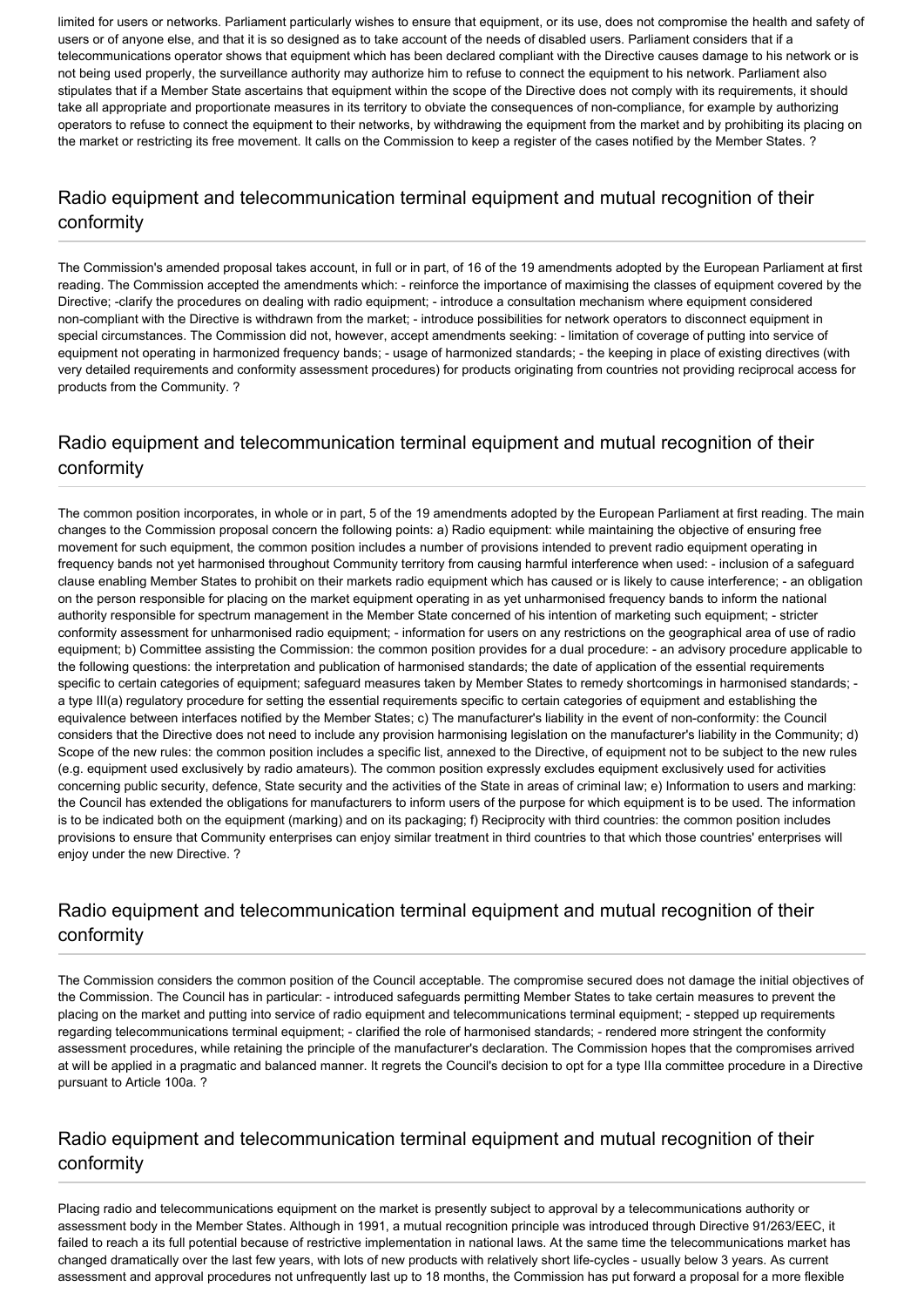limited for users or networks. Parliament particularly wishes to ensure that equipment, or its use, does not compromise the health and safety of users or of anyone else, and that it is so designed as to take account of the needs of disabled users. Parliament considers that if a telecommunications operator shows that equipment which has been declared compliant with the Directive causes damage to his network or is not being used properly, the surveillance authority may authorize him to refuse to connect the equipment to his network. Parliament also stipulates that if a Member State ascertains that equipment within the scope of the Directive does not comply with its requirements, it should take all appropriate and proportionate measures in its territory to obviate the consequences of non-compliance, for example by authorizing operators to refuse to connect the equipment to their networks, by withdrawing the equipment from the market and by prohibiting its placing on the market or restricting its free movement. It calls on the Commission to keep a register of the cases notified by the Member States. ?

## Radio equipment and telecommunication terminal equipment and mutual recognition of their conformity

The Commission's amended proposal takes account, in full or in part, of 16 of the 19 amendments adopted by the European Parliament at first reading. The Commission accepted the amendments which: - reinforce the importance of maximising the classes of equipment covered by the Directive; -clarify the procedures on dealing with radio equipment; - introduce a consultation mechanism where equipment considered non-compliant with the Directive is withdrawn from the market; - introduce possibilities for network operators to disconnect equipment in special circumstances. The Commission did not, however, accept amendments seeking: - limitation of coverage of putting into service of equipment not operating in harmonized frequency bands; - usage of harmonized standards; - the keeping in place of existing directives (with very detailed requirements and conformity assessment procedures) for products originating from countries not providing reciprocal access for products from the Community. ?

## Radio equipment and telecommunication terminal equipment and mutual recognition of their conformity

The common position incorporates, in whole or in part, 5 of the 19 amendments adopted by the European Parliament at first reading. The main changes to the Commission proposal concern the following points: a) Radio equipment: while maintaining the objective of ensuring free movement for such equipment, the common position includes a number of provisions intended to prevent radio equipment operating in frequency bands not yet harmonised throughout Community territory from causing harmful interference when used: - inclusion of a safeguard clause enabling Member States to prohibit on their markets radio equipment which has caused or is likely to cause interference; - an obligation on the person responsible for placing on the market equipment operating in as yet unharmonised frequency bands to inform the national authority responsible for spectrum management in the Member State concerned of his intention of marketing such equipment; - stricter conformity assessment for unharmonised radio equipment; - information for users on any restrictions on the geographical area of use of radio equipment; b) Committee assisting the Commission: the common position provides for a dual procedure: - an advisory procedure applicable to the following questions: the interpretation and publication of harmonised standards; the date of application of the essential requirements specific to certain categories of equipment; safeguard measures taken by Member States to remedy shortcomings in harmonised standards; - a type III(a) regulatory procedure for setting the essential requirements specific to certain categories of equipment and establishing the equivalence between interfaces notified by the Member States; c) The manufacturer's liability in the event of non-conformity: the Council considers that the Directive does not need to include any provision harmonising legislation on the manufacturer's liability in the Community; d) Scope of the new rules: the common position includes a specific list, annexed to the Directive, of equipment not to be subject to the new rules (e.g. equipment used exclusively by radio amateurs). The common position expressly excludes equipment exclusively used for activities concerning public security, defence, State security and the activities of the State in areas of criminal law; e) Information to users and marking: the Council has extended the obligations for manufacturers to inform users of the purpose for which equipment is to be used. The information is to be indicated both on the equipment (marking) and on its packaging; f) Reciprocity with third countries: the common position includes provisions to ensure that Community enterprises can enjoy similar treatment in third countries to that which those countries' enterprises will enjoy under the new Directive. ?

## Radio equipment and telecommunication terminal equipment and mutual recognition of their conformity

The Commission considers the common position of the Council acceptable. The compromise secured does not damage the initial objectives of the Commission. The Council has in particular: - introduced safeguards permitting Member States to take certain measures to prevent the placing on the market and putting into service of radio equipment and telecommunications terminal equipment; - stepped up requirements regarding telecommunications terminal equipment; - clarified the role of harmonised standards; - rendered more stringent the conformity assessment procedures, while retaining the principle of the manufacturer's declaration. The Commission hopes that the compromises arrived at will be applied in a pragmatic and balanced manner. It regrets the Council's decision to opt for a type IIIa committee procedure in a Directive pursuant to Article 100a. ?

## Radio equipment and telecommunication terminal equipment and mutual recognition of their conformity

Placing radio and telecommunications equipment on the market is presently subject to approval by a telecommunications authority or assessment body in the Member States. Although in 1991, a mutual recognition principle was introduced through Directive 91/263/EEC, it failed to reach a its full potential because of restrictive implementation in national laws. At the same time the telecommunications market has changed dramatically over the last few years, with lots of new products with relatively short life-cycles - usually below 3 years. As current assessment and approval procedures not unfrequently last up to 18 months, the Commission has put forward a proposal for a more flexible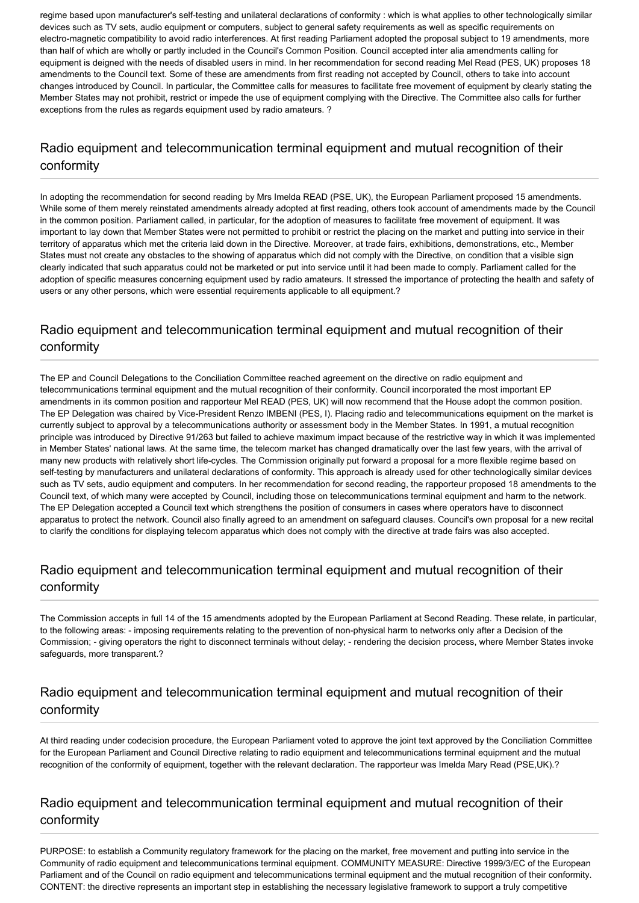regime based upon manufacturer's self-testing and unilateral declarations of conformity : which is what applies to other technologically similar devices such as TV sets, audio equipment or computers, subject to general safety requirements as well as specific requirements on electro-magnetic compatibility to avoid radio interferences. At first reading Parliament adopted the proposal subject to 19 amendments, more than half of which are wholly or partly included in the Council's Common Position. Council accepted inter alia amendments calling for equipment is deigned with the needs of disabled users in mind. In her recommendation for second reading Mel Read (PES, UK) proposes 18 amendments to the Council text. Some of these are amendments from first reading not accepted by Council, others to take into account changes introduced by Council. In particular, the Committee calls for measures to facilitate free movement of equipment by clearly stating the Member States may not prohibit, restrict or impede the use of equipment complying with the Directive. The Committee also calls for further exceptions from the rules as regards equipment used by radio amateurs. ?

## Radio equipment and telecommunication terminal equipment and mutual recognition of their conformity

In adopting the recommendation for second reading by Mrs Imelda READ (PSE, UK), the European Parliament proposed 15 amendments. While some of them merely reinstated amendments already adopted at first reading, others took account of amendments made by the Council in the common position. Parliament called, in particular, for the adoption of measures to facilitate free movement of equipment. It was important to lay down that Member States were not permitted to prohibit or restrict the placing on the market and putting into service in their territory of apparatus which met the criteria laid down in the Directive. Moreover, at trade fairs, exhibitions, demonstrations, etc., Member States must not create any obstacles to the showing of apparatus which did not comply with the Directive, on condition that a visible sign clearly indicated that such apparatus could not be marketed or put into service until it had been made to comply. Parliament called for the adoption of specific measures concerning equipment used by radio amateurs. It stressed the importance of protecting the health and safety of users or any other persons, which were essential requirements applicable to all equipment.?

## Radio equipment and telecommunication terminal equipment and mutual recognition of their conformity

The EP and Council Delegations to the Conciliation Committee reached agreement on the directive on radio equipment and telecommunications terminal equipment and the mutual recognition of their conformity. Council incorporated the most important EP amendments in its common position and rapporteur Mel READ (PES, UK) will now recommend that the House adopt the common position. The EP Delegation was chaired by Vice-President Renzo IMBENI (PES, I). Placing radio and telecommunications equipment on the market is currently subject to approval by a telecommunications authority or assessment body in the Member States. In 1991, a mutual recognition principle was introduced by Directive 91/263 but failed to achieve maximum impact because of the restrictive way in which it was implemented in Member States' national laws. At the same time, the telecom market has changed dramatically over the last few years, with the arrival of many new products with relatively short life-cycles. The Commission originally put forward a proposal for a more flexible regime based on self-testing by manufacturers and unilateral declarations of conformity. This approach is already used for other technologically similar devices such as TV sets, audio equipment and computers. In her recommendation for second reading, the rapporteur proposed 18 amendments to the Council text, of which many were accepted by Council, including those on telecommunications terminal equipment and harm to the network. The EP Delegation accepted a Council text which strengthens the position of consumers in cases where operators have to disconnect apparatus to protect the network. Council also finally agreed to an amendment on safeguard clauses. Council's own proposal for a new recital to clarify the conditions for displaying telecom apparatus which does not comply with the directive at trade fairs was also accepted.

## Radio equipment and telecommunication terminal equipment and mutual recognition of their conformity

The Commission accepts in full 14 of the 15 amendments adopted by the European Parliament at Second Reading. These relate, in particular, to the following areas: - imposing requirements relating to the prevention of non-physical harm to networks only after a Decision of the Commission; - giving operators the right to disconnect terminals without delay; - rendering the decision process, where Member States invoke safeguards, more transparent.?

## Radio equipment and telecommunication terminal equipment and mutual recognition of their conformity

At third reading under codecision procedure, the European Parliament voted to approve the joint text approved by the Conciliation Committee for the European Parliament and Council Directive relating to radio equipment and telecommunications terminal equipment and the mutual recognition of the conformity of equipment, together with the relevant declaration. The rapporteur was Imelda Mary Read (PSE,UK).?

## Radio equipment and telecommunication terminal equipment and mutual recognition of their conformity

PURPOSE: to establish a Community regulatory framework for the placing on the market, free movement and putting into service in the Community of radio equipment and telecommunications terminal equipment. COMMUNITY MEASURE: Directive 1999/3/EC of the European Parliament and of the Council on radio equipment and telecommunications terminal equipment and the mutual recognition of their conformity. CONTENT: the directive represents an important step in establishing the necessary legislative framework to support a truly competitive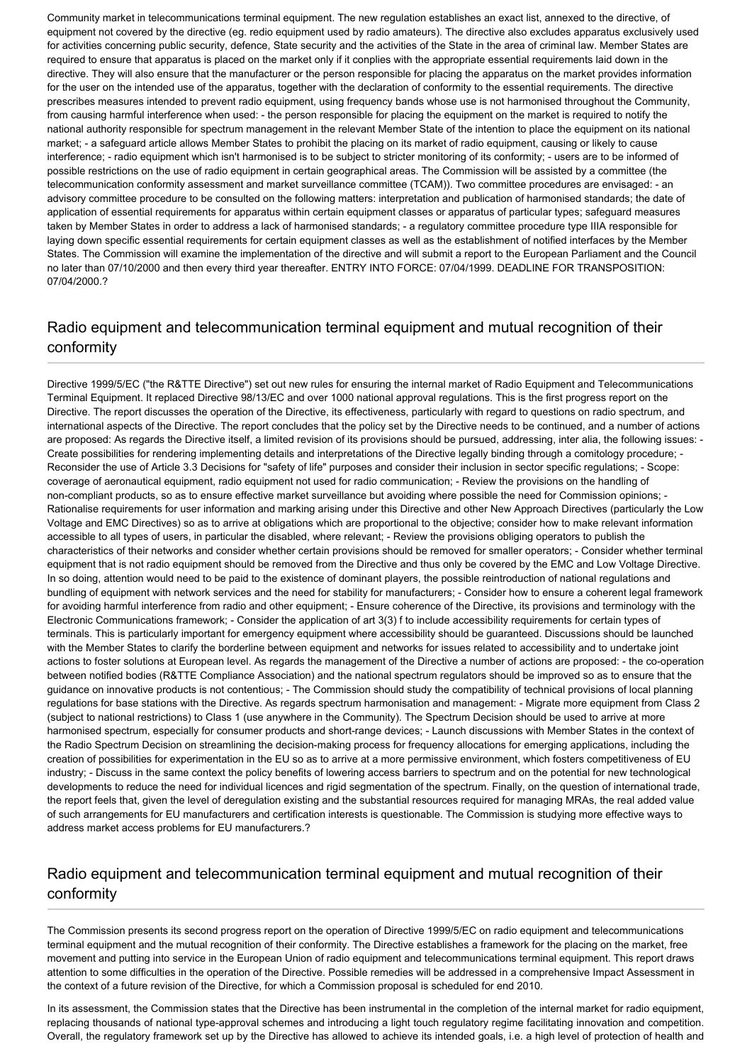Community market in telecommunications terminal equipment. The new regulation establishes an exact list, annexed to the directive, of equipment not covered by the directive (eg. redio equipment used by radio amateurs). The directive also excludes apparatus exclusively used for activities concerning public security, defence, State security and the activities of the State in the area of criminal law. Member States are required to ensure that apparatus is placed on the market only if it conplies with the appropriate essential requirements laid down in the directive. They will also ensure that the manufacturer or the person responsible for placing the apparatus on the market provides information for the user on the intended use of the apparatus, together with the declaration of conformity to the essential requirements. The directive prescribes measures intended to prevent radio equipment, using frequency bands whose use is not harmonised throughout the Community, from causing harmful interference when used: - the person responsible for placing the equipment on the market is required to notify the national authority responsible for spectrum management in the relevant Member State of the intention to place the equipment on its national market; - a safeguard article allows Member States to prohibit the placing on its market of radio equipment, causing or likely to cause interference; - radio equipment which isn't harmonised is to be subject to stricter monitoring of its conformity; - users are to be informed of possible restrictions on the use of radio equipment in certain geographical areas. The Commission will be assisted by a committee (the telecommunication conformity assessment and market surveillance committee (TCAM)). Two committee procedures are envisaged: - an advisory committee procedure to be consulted on the following matters: interpretation and publication of harmonised standards; the date of application of essential requirements for apparatus within certain equipment classes or apparatus of particular types; safeguard measures taken by Member States in order to address a lack of harmonised standards; - a regulatory committee procedure type IIIA responsible for laying down specific essential requirements for certain equipment classes as well as the establishment of notified interfaces by the Member States. The Commission will examine the implementation of the directive and will submit a report to the European Parliament and the Council no later than 07/10/2000 and then every third year thereafter. ENTRY INTO FORCE: 07/04/1999. DEADLINE FOR TRANSPOSITION: 07/04/2000.?

## Radio equipment and telecommunication terminal equipment and mutual recognition of their conformity

Directive 1999/5/EC ("the R&TTE Directive") set out new rules for ensuring the internal market of Radio Equipment and Telecommunications Terminal Equipment. It replaced Directive 98/13/EC and over 1000 national approval regulations. This is the first progress report on the Directive. The report discusses the operation of the Directive, its effectiveness, particularly with regard to questions on radio spectrum, and international aspects of the Directive. The report concludes that the policy set by the Directive needs to be continued, and a number of actions are proposed: As regards the Directive itself, a limited revision of its provisions should be pursued, addressing, inter alia, the following issues: - Create possibilities for rendering implementing details and interpretations of the Directive legally binding through a comitology procedure; - Reconsider the use of Article 3.3 Decisions for "safety of life" purposes and consider their inclusion in sector specific regulations; - Scope: coverage of aeronautical equipment, radio equipment not used for radio communication; - Review the provisions on the handling of non-compliant products, so as to ensure effective market surveillance but avoiding where possible the need for Commission opinions; - Rationalise requirements for user information and marking arising under this Directive and other New Approach Directives (particularly the Low Voltage and EMC Directives) so as to arrive at obligations which are proportional to the objective; consider how to make relevant information accessible to all types of users, in particular the disabled, where relevant; - Review the provisions obliging operators to publish the characteristics of their networks and consider whether certain provisions should be removed for smaller operators; - Consider whether terminal equipment that is not radio equipment should be removed from the Directive and thus only be covered by the EMC and Low Voltage Directive. In so doing, attention would need to be paid to the existence of dominant players, the possible reintroduction of national regulations and bundling of equipment with network services and the need for stability for manufacturers; - Consider how to ensure a coherent legal framework for avoiding harmful interference from radio and other equipment; - Ensure coherence of the Directive, its provisions and terminology with the Electronic Communications framework; - Consider the application of art 3(3) f to include accessibility requirements for certain types of terminals. This is particularly important for emergency equipment where accessibility should be guaranteed. Discussions should be launched with the Member States to clarify the borderline between equipment and networks for issues related to accessibility and to undertake joint actions to foster solutions at European level. As regards the management of the Directive a number of actions are proposed: - the co-operation between notified bodies (R&TTE Compliance Association) and the national spectrum regulators should be improved so as to ensure that the guidance on innovative products is not contentious; - The Commission should study the compatibility of technical provisions of local planning regulations for base stations with the Directive. As regards spectrum harmonisation and management: - Migrate more equipment from Class 2 (subject to national restrictions) to Class 1 (use anywhere in the Community). The Spectrum Decision should be used to arrive at more harmonised spectrum, especially for consumer products and short-range devices; - Launch discussions with Member States in the context of the Radio Spectrum Decision on streamlining the decision-making process for frequency allocations for emerging applications, including the creation of possibilities for experimentation in the EU so as to arrive at a more permissive environment, which fosters competitiveness of EU industry; - Discuss in the same context the policy benefits of lowering access barriers to spectrum and on the potential for new technological developments to reduce the need for individual licences and rigid segmentation of the spectrum. Finally, on the question of international trade, the report feels that, given the level of deregulation existing and the substantial resources required for managing MRAs, the real added value of such arrangements for EU manufacturers and certification interests is questionable. The Commission is studying more effective ways to address market access problems for EU manufacturers.?

## Radio equipment and telecommunication terminal equipment and mutual recognition of their conformity

The Commission presents its second progress report on the operation of Directive 1999/5/EC on radio equipment and telecommunications terminal equipment and the mutual recognition of their conformity. The Directive establishes a framework for the placing on the market, free movement and putting into service in the European Union of radio equipment and telecommunications terminal equipment. This report draws attention to some difficulties in the operation of the Directive. Possible remedies will be addressed in a comprehensive Impact Assessment in the context of a future revision of the Directive, for which a Commission proposal is scheduled for end 2010.

In its assessment, the Commission states that the Directive has been instrumental in the completion of the internal market for radio equipment, replacing thousands of national type-approval schemes and introducing a light touch regulatory regime facilitating innovation and competition. Overall, the regulatory framework set up by the Directive has allowed to achieve its intended goals, i.e. a high level of protection of health and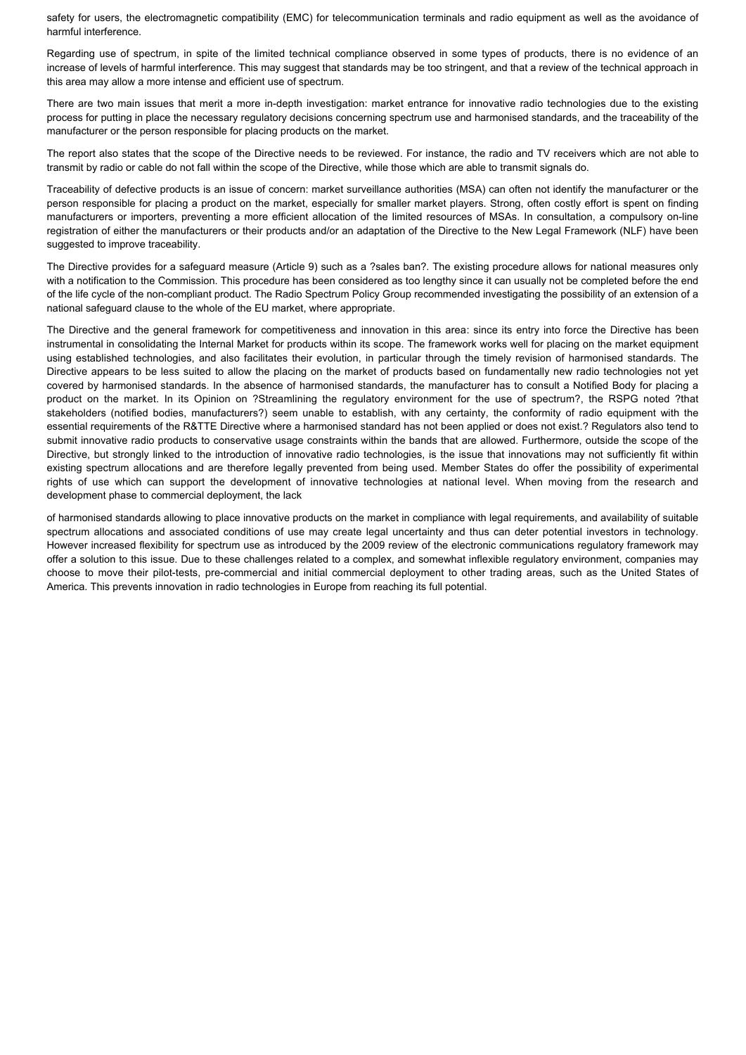safety for users, the electromagnetic compatibility (EMC) for telecommunication terminals and radio equipment as well as the avoidance of harmful interference.

Regarding use of spectrum, in spite of the limited technical compliance observed in some types of products, there is no evidence of an increase of levels of harmful interference. This may suggest that standards may be too stringent, and that a review of the technical approach in this area may allow a more intense and efficient use of spectrum.

There are two main issues that merit a more in-depth investigation: market entrance for innovative radio technologies due to the existing process for putting in place the necessary regulatory decisions concerning spectrum use and harmonised standards, and the traceability of the manufacturer or the person responsible for placing products on the market.

The report also states that the scope of the Directive needs to be reviewed. For instance, the radio and TV receivers which are not able to transmit by radio or cable do not fall within the scope of the Directive, while those which are able to transmit signals do.

Traceability of defective products is an issue of concern: market surveillance authorities (MSA) can often not identify the manufacturer or the person responsible for placing a product on the market, especially for smaller market players. Strong, often costly effort is spent on finding manufacturers or importers, preventing a more efficient allocation of the limited resources of MSAs. In consultation, a compulsory on-line registration of either the manufacturers or their products and/or an adaptation of the Directive to the New Legal Framework (NLF) have been suggested to improve traceability.

The Directive provides for a safeguard measure (Article 9) such as a ?sales ban?. The existing procedure allows for national measures only with a notification to the Commission. This procedure has been considered as too lengthy since it can usually not be completed before the end of the life cycle of the non-compliant product. The Radio Spectrum Policy Group recommended investigating the possibility of an extension of a national safeguard clause to the whole of the EU market, where appropriate.

The Directive and the general framework for competitiveness and innovation in this area: since its entry into force the Directive has been instrumental in consolidating the Internal Market for products within its scope. The framework works well for placing on the market equipment using established technologies, and also facilitates their evolution, in particular through the timely revision of harmonised standards. The Directive appears to be less suited to allow the placing on the market of products based on fundamentally new radio technologies not yet covered by harmonised standards. In the absence of harmonised standards, the manufacturer has to consult a Notified Body for placing a product on the market. In its Opinion on ?Streamlining the regulatory environment for the use of spectrum?, the RSPG noted ?that stakeholders (notified bodies, manufacturers?) seem unable to establish, with any certainty, the conformity of radio equipment with the essential requirements of the R&TTE Directive where a harmonised standard has not been applied or does not exist.? Regulators also tend to submit innovative radio products to conservative usage constraints within the bands that are allowed. Furthermore, outside the scope of the Directive, but strongly linked to the introduction of innovative radio technologies, is the issue that innovations may not sufficiently fit within existing spectrum allocations and are therefore legally prevented from being used. Member States do offer the possibility of experimental rights of use which can support the development of innovative technologies at national level. When moving from the research and development phase to commercial deployment, the lack

of harmonised standards allowing to place innovative products on the market in compliance with legal requirements, and availability of suitable spectrum allocations and associated conditions of use may create legal uncertainty and thus can deter potential investors in technology. However increased flexibility for spectrum use as introduced by the 2009 review of the electronic communications regulatory framework may offer a solution to this issue. Due to these challenges related to a complex, and somewhat inflexible regulatory environment, companies may choose to move their pilot-tests, pre-commercial and initial commercial deployment to other trading areas, such as the United States of America. This prevents innovation in radio technologies in Europe from reaching its full potential.